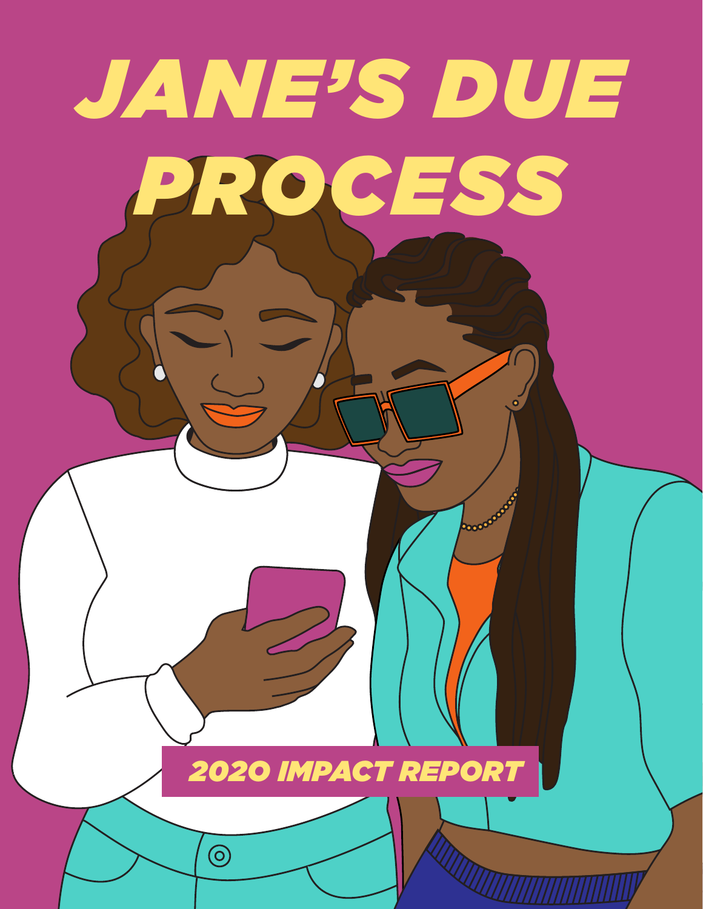# JANE'S DUE PROCESS

## 2020 IMPACT REPORT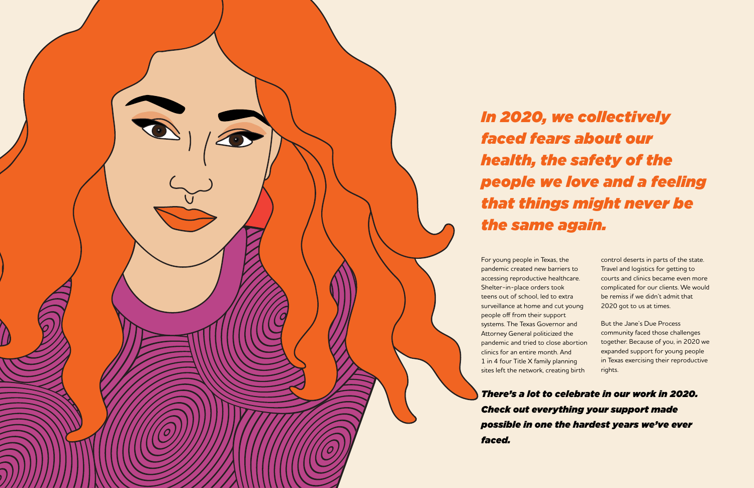## *In 2020, we collectively faced fears about our health, the safety of the people we love and a feeling that things might never be the same again.*

For young people in Texas, the pandemic created new barriers to accessing reproductive healthcare. Shelter-in-place orders took teens out of school, led to extra surveillance at home and cut young people off from their support systems. The Texas Governor and Attorney General politicized the pandemic and tried to close abortion clinics for an entire month. And 1 in 4 four Title X family planning sites left the network, creating birth control deserts in parts of the state. Travel and logistics for getting to courts and clinics became even more complicated for our clients. We would be remiss if we didn't admit that 2020 got to us at times.

But the Jane's Due Process community faced those challenges together. Because of you, in 2020 we expanded support for young people in Texas exercising their reproductive rights.

***There's a lot to celebrate in our work in 2020. Check out everything your support made possible in one the hardest years we've ever faced.***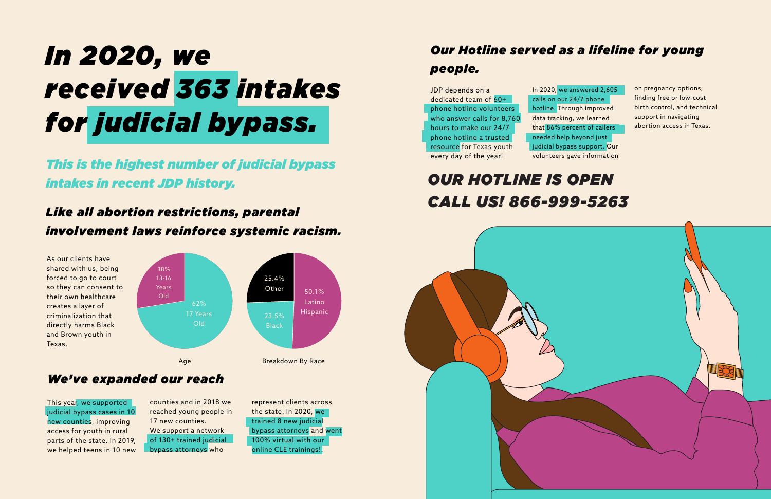# *In 2020, we received 363 intakes for judicial bypass.*

***This is the highest number of judicial bypass intakes in recent JDP history.***

## *Like all abortion restrictions, parental involvement laws reinforce systemic racism.*

As our clients have shared with us, being forced to go to court so they can consent to their own healthcare creates a layer of criminalization that directly harms Black and Brown youth in Texas.

**Age**

| Age | Percentage |
| --- | --- |
| 13-16 Years Old | 38% |
| 17 Years Old | 62% |

**Breakdown By Race**

| Race | Percentage |
| --- | --- |
| Latino Hispanic | 50.1% |
| Other | 25.4% |
| Black | 23.5% |

## *We've expanded our reach*

This year, we supported judicial bypass cases in 10 new counties, improving access for youth in rural parts of the state. In 2019, we helped teens in 10 new counties and in 2018 we reached young people in 17 new counties. We support a network of 130+ trained judicial bypass attorneys who represent clients across the state. In 2020, we trained 8 new judicial bypass attorneys and went 100% virtual with our online CLE trainings!.

## *Our Hotline served as a lifeline for young people.*

JDP depends on a dedicated team of 60+ phone hotline volunteers who answer calls for 8,760 hours to make our 24/7 phone hotline a trusted resource for Texas youth every day of the year!

In 2020, we answered 2,605 calls on our 24/7 phone hotline. Through improved data tracking, we learned that 86% percent of callers needed help beyond just judicial bypass support. Our volunteers gave information on pregnancy options, finding free or low-cost birth control, and technical support in navigating abortion access in Texas.

## *OUR HOTLINE IS OPEN CALL US! 866-999-5263*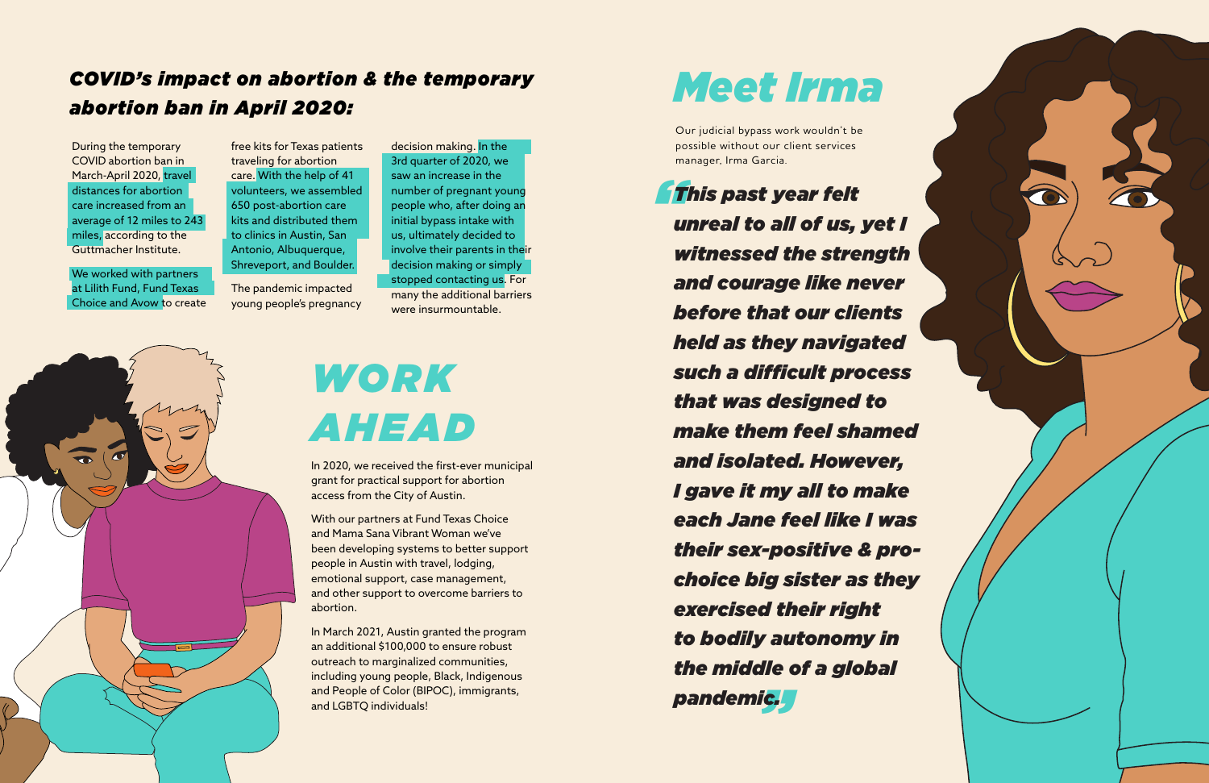## *COVID's impact on abortion & the temporary abortion ban in April 2020:*

During the temporary COVID abortion ban in March-April 2020, travel distances for abortion care increased from an average of 12 miles to 243 miles, according to the Guttmacher Institute.

We worked with partners at Lilith Fund, Fund Texas Choice and Avow to create free kits for Texas patients traveling for abortion care. With the help of 41 volunteers, we assembled 650 post-abortion care kits and distributed them to clinics in Austin, San Antonio, Albuquerque, Shreveport, and Boulder.

The pandemic impacted young people's pregnancy decision making. In the 3rd quarter of 2020, we saw an increase in the number of pregnant young people who, after doing an initial bypass intake with us, ultimately decided to involve their parents in their decision making or simply stopped contacting us. For many the additional barriers were insurmountable.

# *WORK AHEAD*

In 2020, we received the first-ever municipal grant for practical support for abortion access from the City of Austin.

With our partners at Fund Texas Choice and Mama Sana Vibrant Woman we've been developing systems to better support people in Austin with travel, lodging, emotional support, case management, and other support to overcome barriers to abortion.

In March 2021, Austin granted the program an additional $100,000 to ensure robust outreach to marginalized communities, including young people, Black, Indigenous and People of Color (BIPOC), immigrants, and LGBTQ individuals!

# *Meet Irma*

Our judicial bypass work wouldn't be possible without our client services manager, Irma Garcia.

> ***"This past year felt unreal to all of us, yet I witnessed the strength and courage like never before that our clients held as they navigated such a difficult process that was designed to make them feel shamed and isolated. However, I gave it my all to make each Jane feel like I was their sex-positive & pro-choice big sister as they exercised their right to bodily autonomy in the middle of a global pandemic."***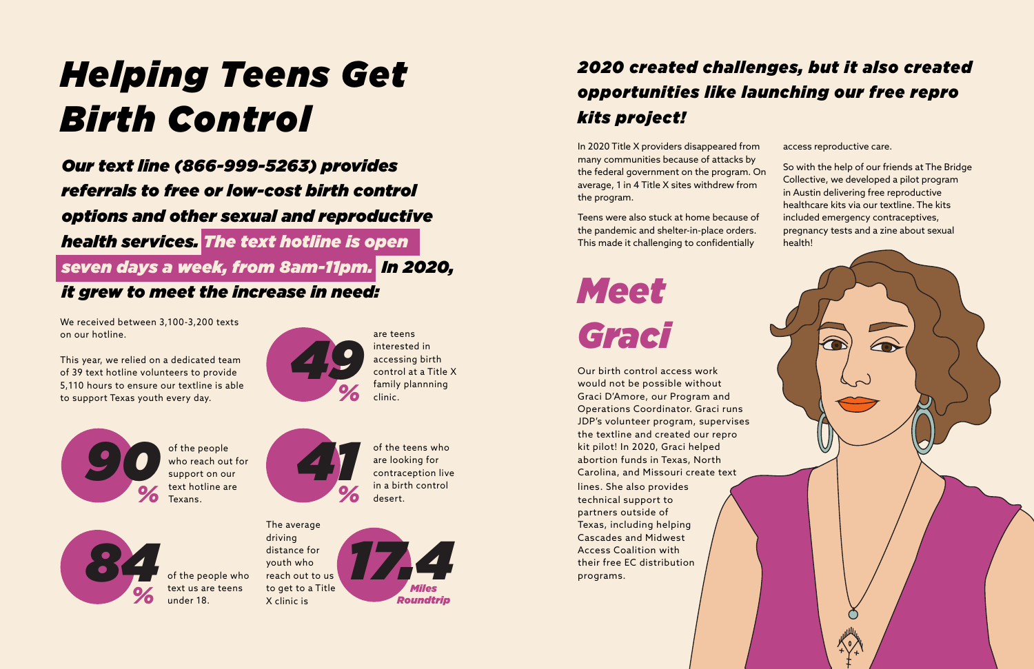# Helping Teens Get Birth Control

***Our text line (866-999-5263) provides referrals to free or low-cost birth control options and other sexual and reproductive health services. The text hotline is open seven days a week, from 8am-11pm. In 2020, it grew to meet the increase in need:***

We received between 3,100-3,200 texts on our hotline.

This year, we relied on a dedicated team of 39 text hotline volunteers to provide 5,110 hours to ensure our textline is able to support Texas youth every day.

**49%** are teens interested in accessing birth control at a Title X family plannning clinic.

**90%** of the people who reach out for support on our text hotline are Texans.

**41%** of the teens who are looking for contraception live in a birth control desert.

**84%** of the people who text us are teens under 18.

The average driving distance for youth who reach out to us to get to a Title X clinic is **17.4 Miles Roundtrip**

## *2020 created challenges, but it also created opportunities like launching our free repro kits project!*

In 2020 Title X providers disappeared from many communities because of attacks by the federal government on the program. On average, 1 in 4 Title X sites withdrew from the program.

Teens were also stuck at home because of the pandemic and shelter-in-place orders. This made it challenging to confidentially access reproductive care.

So with the help of our friends at The Bridge Collective, we developed a pilot program in Austin delivering free reproductive healthcare kits via our textline. The kits included emergency contraceptives, pregnancy tests and a zine about sexual health!

## *Meet Graci*

Our birth control access work would not be possible without Graci D'Amore, our Program and Operations Coordinator. Graci runs JDP's volunteer program, supervises the textline and created our repro kit pilot! In 2020, Graci helped abortion funds in Texas, North Carolina, and Missouri create text lines. She also provides technical support to partners outside of Texas, including helping Cascades and Midwest Access Coalition with their free EC distribution programs.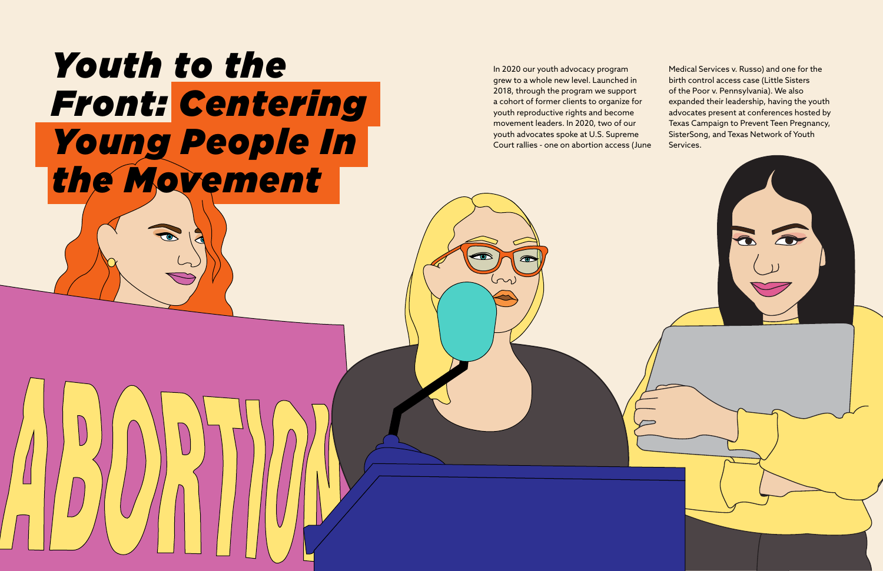# Youth to the Front: Centering Young People In the Movement

In 2020 our youth advocacy program grew to a whole new level. Launched in 2018, through the program we support a cohort of former clients to organize for youth reproductive rights and become movement leaders. In 2020, two of our youth advocates spoke at U.S. Supreme Court rallies - one on abortion access (June Medical Services v. Russo) and one for the birth control access case (Little Sisters of the Poor v. Pennsylvania). We also expanded their leadership, having the youth advocates present at conferences hosted by Texas Campaign to Prevent Teen Pregnancy, SisterSong, and Texas Network of Youth Services.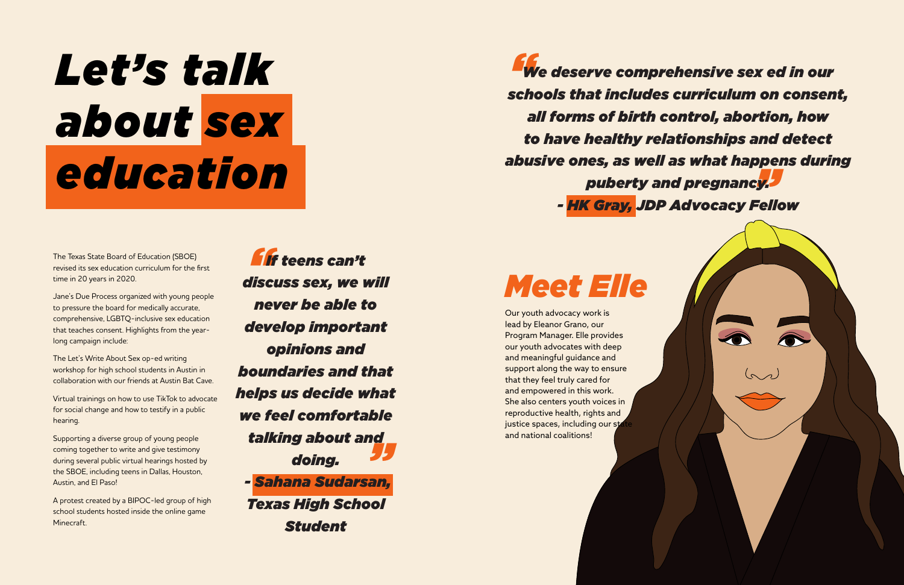# *Let's talk about sex education*

The Texas State Board of Education (SBOE) revised its sex education curriculum for the first time in 20 years in 2020.

Jane's Due Process organized with young people to pressure the board for medically accurate, comprehensive, LGBTQ-inclusive sex education that teaches consent. Highlights from the year-long campaign include:

The Let's Write About Sex op-ed writing workshop for high school students in Austin in collaboration with our friends at Austin Bat Cave.

Virtual trainings on how to use TikTok to advocate for social change and how to testify in a public hearing.

Supporting a diverse group of young people coming together to write and give testimony during several public virtual hearings hosted by the SBOE, including teens in Dallas, Houston, Austin, and El Paso!

A protest created by a BIPOC-led group of high school students hosted inside the online game Minecraft.

> ***"If teens can't discuss sex, we will never be able to develop important opinions and boundaries and that helps us decide what we feel comfortable talking about and doing."***
>
> ***- Sahana Sudarsan, Texas High School Student***

> ***"We deserve comprehensive sex ed in our schools that includes curriculum on consent, all forms of birth control, abortion, how to have healthy relationships and detect abusive ones, as well as what happens during puberty and pregnancy."***
>
> ***- HK Gray, JDP Advocacy Fellow***

## *Meet Elle*

Our youth advocacy work is lead by Eleanor Grano, our Program Manager. Elle provides our youth advocates with deep and meaningful guidance and support along the way to ensure that they feel truly cared for and empowered in this work. She also centers youth voices in reproductive health, rights and justice spaces, including our state and national coalitions!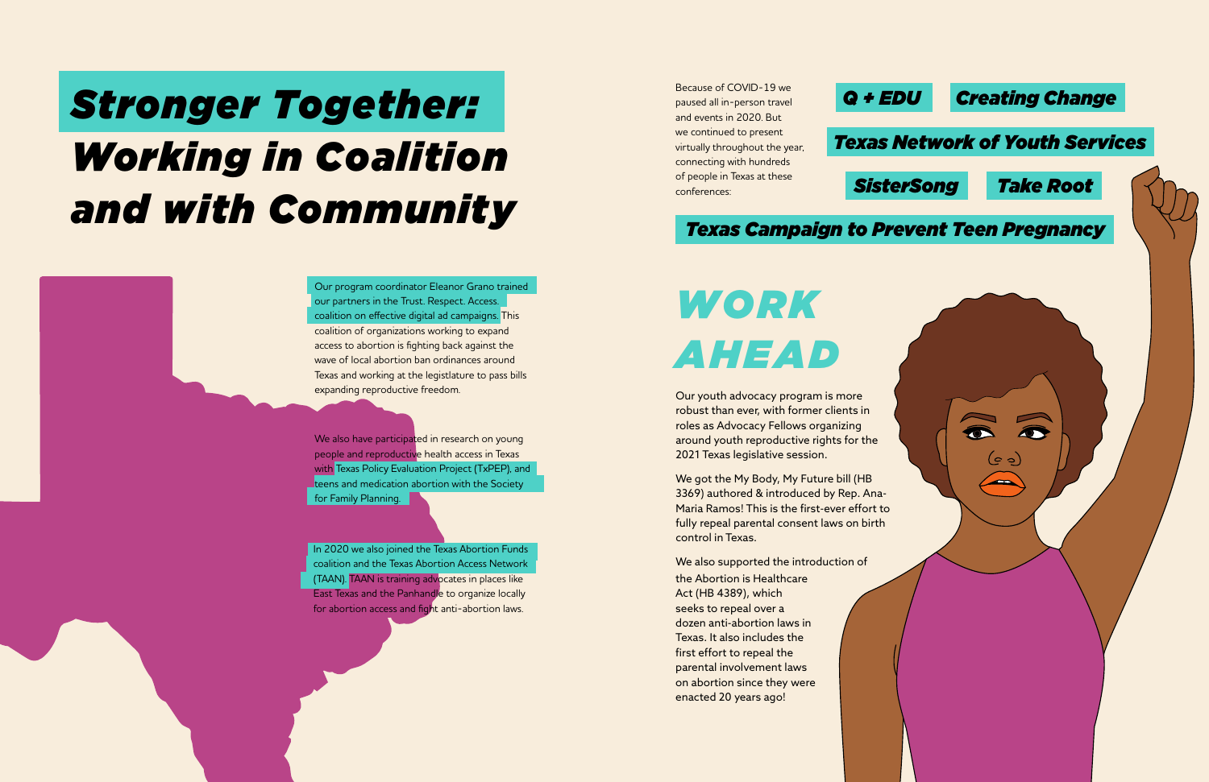# Stronger Together: Working in Coalition and with Community

Our program coordinator Eleanor Grano trained our partners in the Trust. Respect. Access. coalition on effective digital ad campaigns. This coalition of organizations working to expand access to abortion is fighting back against the wave of local abortion ban ordinances around Texas and working at the legistlature to pass bills expanding reproductive freedom.

We also have participated in research on young people and reproductive health access in Texas with Texas Policy Evaluation Project (TxPEP), and teens and medication abortion with the Society for Family Planning.

In 2020 we also joined the Texas Abortion Funds coalition and the Texas Abortion Access Network (TAAN). TAAN is training advocates in places like East Texas and the Panhandle to organize locally for abortion access and fight anti-abortion laws.

Because of COVID-19 we paused all in-person travel and events in 2020. But we continued to present virtually throughout the year, connecting with hundreds of people in Texas at these conferences:

- Q + EDU
- Creating Change
- Texas Network of Youth Services
- SisterSong
- Take Root
- Texas Campaign to Prevent Teen Pregnancy

## WORK AHEAD

Our youth advocacy program is more robust than ever, with former clients in roles as Advocacy Fellows organizing around youth reproductive rights for the 2021 Texas legislative session.

We got the My Body, My Future bill (HB 3369) authored & introduced by Rep. Ana-Maria Ramos! This is the first-ever effort to fully repeal parental consent laws on birth control in Texas.

We also supported the introduction of the Abortion is Healthcare Act (HB 4389), which seeks to repeal over a dozen anti-abortion laws in Texas. It also includes the first effort to repeal the parental involvement laws on abortion since they were enacted 20 years ago!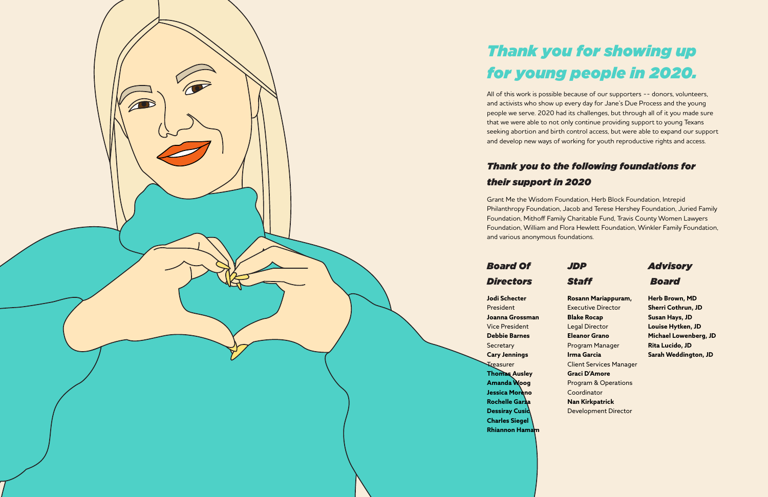# Thank you for showing up for young people in 2020.

All of this work is possible because of our supporters -- donors, volunteers, and activists who show up every day for Jane's Due Process and the young people we serve. 2020 had its challenges, but through all of it you made sure that we were able to not only continue providing support to young Texans seeking abortion and birth control access, but were able to expand our support and develop new ways of working for youth reproductive rights and access.

## Thank you to the following foundations for their support in 2020

Grant Me the Wisdom Foundation, Herb Block Foundation, Intrepid Philanthropy Foundation, Jacob and Terese Hershey Foundation, Juried Family Foundation, Mithoff Family Charitable Fund, Travis County Women Lawyers Foundation, William and Flora Hewlett Foundation, Winkler Family Foundation, and various anonymous foundations.

## Board Of Directors

**Jodi Schecter**
President
**Joanna Grossman**
Vice President
**Debbie Barnes**
Secretary
**Cary Jennings**
Treasurer
**Thomas Ausley**
**Amanda Woog**
**Jessica Moreno**
**Rochelle Garza**
**Dessiray Cusic**
**Charles Siegel**
**Rhiannon Hamam**

## JDP Staff

**Rosann Mariappuram,**
Executive Director
**Blake Rocap**
Legal Director
**Eleanor Grano**
Program Manager
**Irma Garcia**
Client Services Manager
**Graci D'Amore**
Program & Operations Coordinator
**Nan Kirkpatrick**
Development Director

## Advisory Board

**Herb Brown, MD**
**Sherri Cothrun, JD**
**Susan Hays, JD**
**Louise Hytken, JD**
**Michael Lowenberg, JD**
**Rita Lucido, JD**
**Sarah Weddington, JD**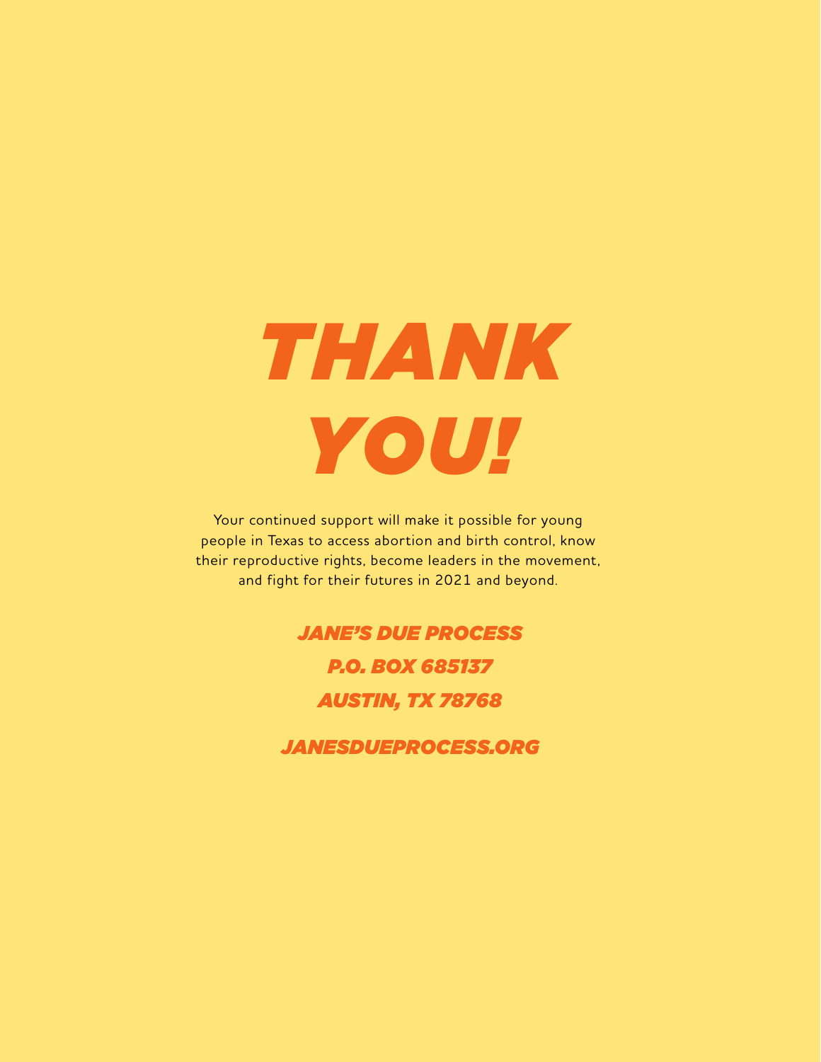# THANK YOU!

Your continued support will make it possible for young people in Texas to access abortion and birth control, know their reproductive rights, become leaders in the movement, and fight for their futures in 2021 and beyond.

***JANE'S DUE PROCESS***
***P.O. BOX 685137***
***AUSTIN, TX 78768***

***JANESDUEPROCESS.ORG***